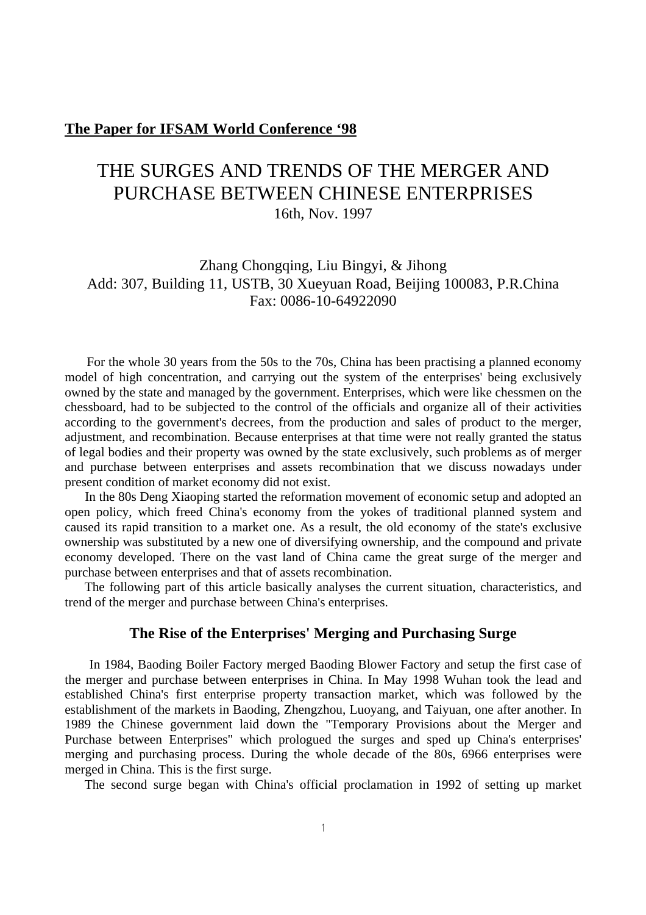**The Paper for IFSAM World Conference '98**

# THE SURGES AND TRENDS OF THE MERGER AND PURCHASE BETWEEN CHINESE ENTERPRISES

16th, Nov. 1997

Zhang Chongqing, Liu Bingyi, & Jihong
Add: 307, Building 11, USTB, 30 Xueyuan Road, Beijing 100083, P.R.China
Fax: 0086-10-64922090

For the whole 30 years from the 50s to the 70s, China has been practising a planned economy model of high concentration, and carrying out the system of the enterprises' being exclusively owned by the state and managed by the government. Enterprises, which were like chessmen on the chessboard, had to be subjected to the control of the officials and organize all of their activities according to the government's decrees, from the production and sales of product to the merger, adjustment, and recombination. Because enterprises at that time were not really granted the status of legal bodies and their property was owned by the state exclusively, such problems as of merger and purchase between enterprises and assets recombination that we discuss nowadays under present condition of market economy did not exist.

In the 80s Deng Xiaoping started the reformation movement of economic setup and adopted an open policy, which freed China's economy from the yokes of traditional planned system and caused its rapid transition to a market one. As a result, the old economy of the state's exclusive ownership was substituted by a new one of diversifying ownership, and the compound and private economy developed. There on the vast land of China came the great surge of the merger and purchase between enterprises and that of assets recombination.

The following part of this article basically analyses the current situation, characteristics, and trend of the merger and purchase between China's enterprises.

## The Rise of the Enterprises' Merging and Purchasing Surge

In 1984, Baoding Boiler Factory merged Baoding Blower Factory and setup the first case of the merger and purchase between enterprises in China. In May 1998 Wuhan took the lead and established China's first enterprise property transaction market, which was followed by the establishment of the markets in Baoding, Zhengzhou, Luoyang, and Taiyuan, one after another. In 1989 the Chinese government laid down the "Temporary Provisions about the Merger and Purchase between Enterprises" which prologued the surges and sped up China's enterprises' merging and purchasing process. During the whole decade of the 80s, 6966 enterprises were merged in China. This is the first surge.

The second surge began with China's official proclamation in 1992 of setting up market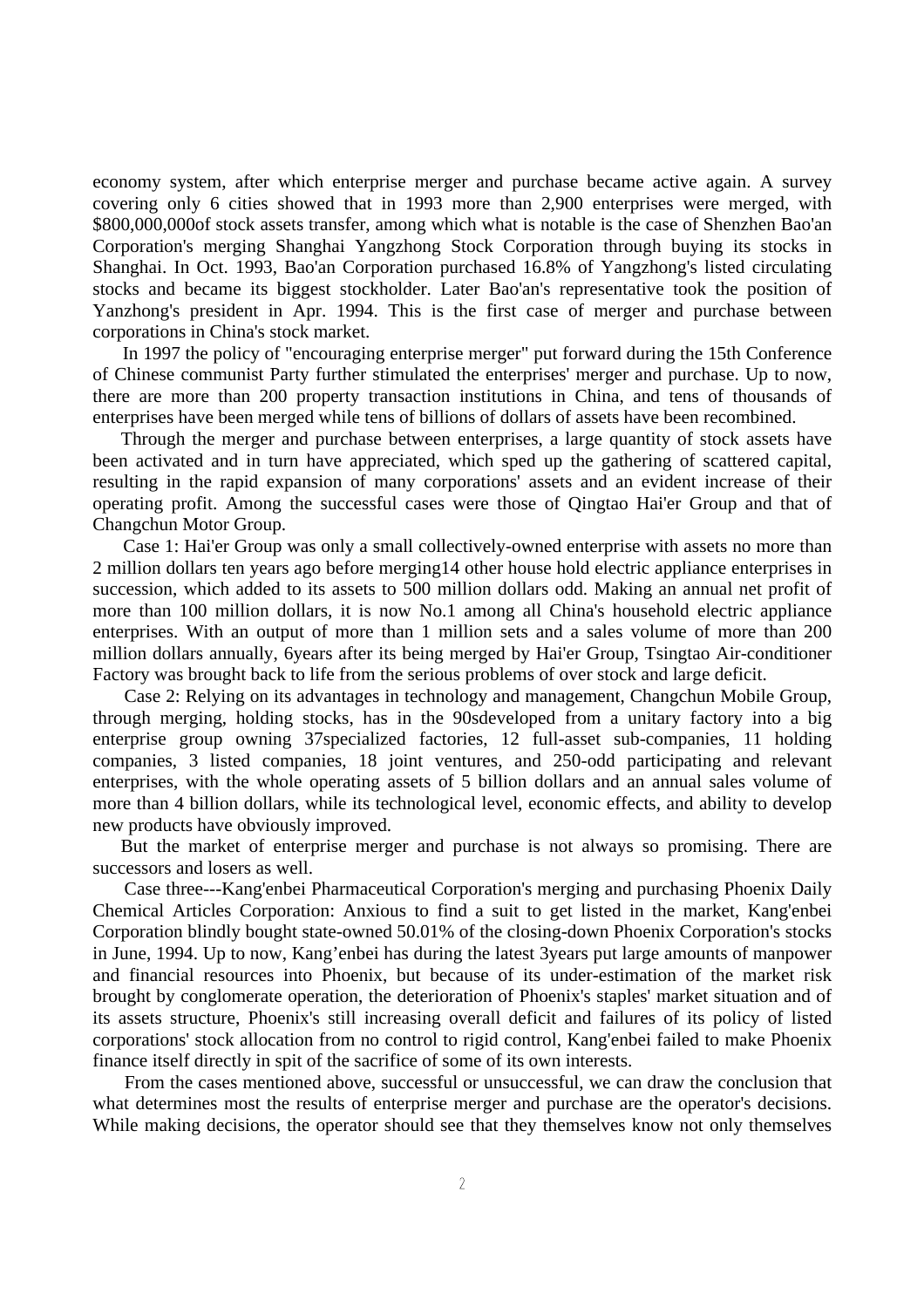economy system, after which enterprise merger and purchase became active again. A survey covering only 6 cities showed that in 1993 more than 2,900 enterprises were merged, with $800,000,000of stock assets transfer, among which what is notable is the case of Shenzhen Bao'an Corporation's merging Shanghai Yangzhong Stock Corporation through buying its stocks in Shanghai. In Oct. 1993, Bao'an Corporation purchased 16.8% of Yangzhong's listed circulating stocks and became its biggest stockholder. Later Bao'an's representative took the position of Yanzhong's president in Apr. 1994. This is the first case of merger and purchase between corporations in China's stock market.

In 1997 the policy of "encouraging enterprise merger" put forward during the 15th Conference of Chinese communist Party further stimulated the enterprises' merger and purchase. Up to now, there are more than 200 property transaction institutions in China, and tens of thousands of enterprises have been merged while tens of billions of dollars of assets have been recombined.

Through the merger and purchase between enterprises, a large quantity of stock assets have been activated and in turn have appreciated, which sped up the gathering of scattered capital, resulting in the rapid expansion of many corporations' assets and an evident increase of their operating profit. Among the successful cases were those of Qingtao Hai'er Group and that of Changchun Motor Group.

Case 1: Hai'er Group was only a small collectively-owned enterprise with assets no more than 2 million dollars ten years ago before merging14 other house hold electric appliance enterprises in succession, which added to its assets to 500 million dollars odd. Making an annual net profit of more than 100 million dollars, it is now No.1 among all China's household electric appliance enterprises. With an output of more than 1 million sets and a sales volume of more than 200 million dollars annually, 6years after its being merged by Hai'er Group, Tsingtao Air-conditioner Factory was brought back to life from the serious problems of over stock and large deficit.

Case 2: Relying on its advantages in technology and management, Changchun Mobile Group, through merging, holding stocks, has in the 90sdeveloped from a unitary factory into a big enterprise group owning 37specialized factories, 12 full-asset sub-companies, 11 holding companies, 3 listed companies, 18 joint ventures, and 250-odd participating and relevant enterprises, with the whole operating assets of 5 billion dollars and an annual sales volume of more than 4 billion dollars, while its technological level, economic effects, and ability to develop new products have obviously improved.

But the market of enterprise merger and purchase is not always so promising. There are successors and losers as well.

Case three---Kang'enbei Pharmaceutical Corporation's merging and purchasing Phoenix Daily Chemical Articles Corporation: Anxious to find a suit to get listed in the market, Kang'enbei Corporation blindly bought state-owned 50.01% of the closing-down Phoenix Corporation's stocks in June, 1994. Up to now, Kang'enbei has during the latest 3years put large amounts of manpower and financial resources into Phoenix, but because of its under-estimation of the market risk brought by conglomerate operation, the deterioration of Phoenix's staples' market situation and of its assets structure, Phoenix's still increasing overall deficit and failures of its policy of listed corporations' stock allocation from no control to rigid control, Kang'enbei failed to make Phoenix finance itself directly in spit of the sacrifice of some of its own interests.

From the cases mentioned above, successful or unsuccessful, we can draw the conclusion that what determines most the results of enterprise merger and purchase are the operator's decisions. While making decisions, the operator should see that they themselves know not only themselves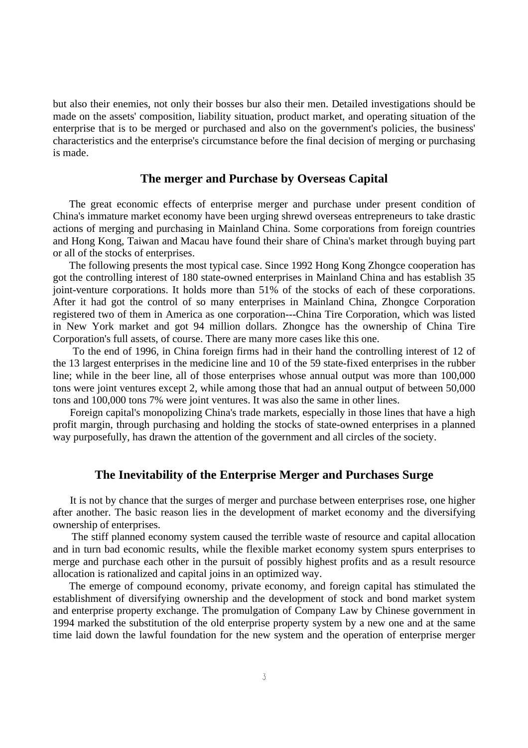but also their enemies, not only their bosses bur also their men. Detailed investigations should be made on the assets' composition, liability situation, product market, and operating situation of the enterprise that is to be merged or purchased and also on the government's policies, the business' characteristics and the enterprise's circumstance before the final decision of merging or purchasing is made.

## The merger and Purchase by Overseas Capital

The great economic effects of enterprise merger and purchase under present condition of China's immature market economy have been urging shrewd overseas entrepreneurs to take drastic actions of merging and purchasing in Mainland China. Some corporations from foreign countries and Hong Kong, Taiwan and Macau have found their share of China's market through buying part or all of the stocks of enterprises.

The following presents the most typical case. Since 1992 Hong Kong Zhongce cooperation has got the controlling interest of 180 state-owned enterprises in Mainland China and has establish 35 joint-venture corporations. It holds more than 51% of the stocks of each of these corporations. After it had got the control of so many enterprises in Mainland China, Zhongce Corporation registered two of them in America as one corporation---China Tire Corporation, which was listed in New York market and got 94 million dollars. Zhongce has the ownership of China Tire Corporation's full assets, of course. There are many more cases like this one.

To the end of 1996, in China foreign firms had in their hand the controlling interest of 12 of the 13 largest enterprises in the medicine line and 10 of the 59 state-fixed enterprises in the rubber line; while in the beer line, all of those enterprises whose annual output was more than 100,000 tons were joint ventures except 2, while among those that had an annual output of between 50,000 tons and 100,000 tons 7% were joint ventures. It was also the same in other lines.

Foreign capital's monopolizing China's trade markets, especially in those lines that have a high profit margin, through purchasing and holding the stocks of state-owned enterprises in a planned way purposefully, has drawn the attention of the government and all circles of the society.

## The Inevitability of the Enterprise Merger and Purchases Surge

It is not by chance that the surges of merger and purchase between enterprises rose, one higher after another. The basic reason lies in the development of market economy and the diversifying ownership of enterprises.

The stiff planned economy system caused the terrible waste of resource and capital allocation and in turn bad economic results, while the flexible market economy system spurs enterprises to merge and purchase each other in the pursuit of possibly highest profits and as a result resource allocation is rationalized and capital joins in an optimized way.

The emerge of compound economy, private economy, and foreign capital has stimulated the establishment of diversifying ownership and the development of stock and bond market system and enterprise property exchange. The promulgation of Company Law by Chinese government in 1994 marked the substitution of the old enterprise property system by a new one and at the same time laid down the lawful foundation for the new system and the operation of enterprise merger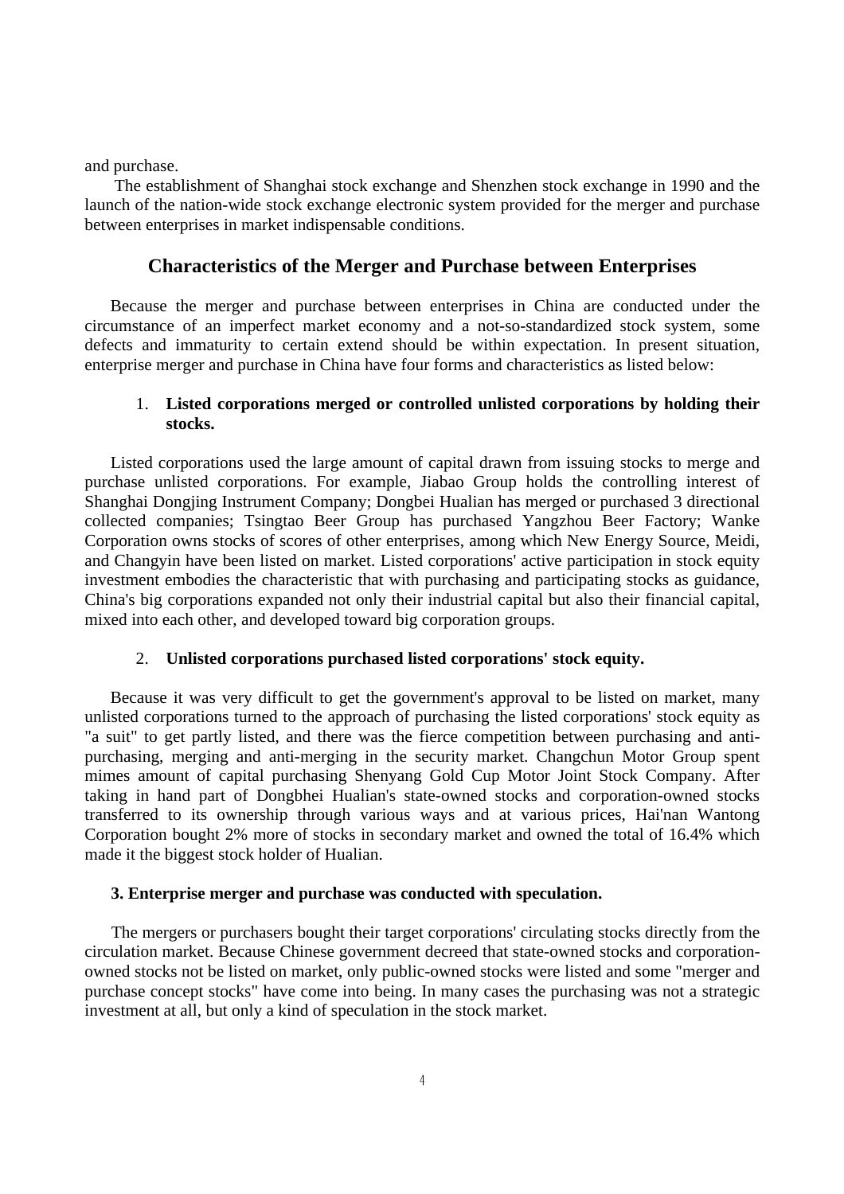and purchase.

The establishment of Shanghai stock exchange and Shenzhen stock exchange in 1990 and the launch of the nation-wide stock exchange electronic system provided for the merger and purchase between enterprises in market indispensable conditions.

## Characteristics of the Merger and Purchase between Enterprises

Because the merger and purchase between enterprises in China are conducted under the circumstance of an imperfect market economy and a not-so-standardized stock system, some defects and immaturity to certain extend should be within expectation. In present situation, enterprise merger and purchase in China have four forms and characteristics as listed below:

1. **Listed corporations merged or controlled unlisted corporations by holding their stocks.**

Listed corporations used the large amount of capital drawn from issuing stocks to merge and purchase unlisted corporations. For example, Jiabao Group holds the controlling interest of Shanghai Dongjing Instrument Company; Dongbei Hualian has merged or purchased 3 directional collected companies; Tsingtao Beer Group has purchased Yangzhou Beer Factory; Wanke Corporation owns stocks of scores of other enterprises, among which New Energy Source, Meidi, and Changyin have been listed on market. Listed corporations' active participation in stock equity investment embodies the characteristic that with purchasing and participating stocks as guidance, China's big corporations expanded not only their industrial capital but also their financial capital, mixed into each other, and developed toward big corporation groups.

2. **Unlisted corporations purchased listed corporations' stock equity.**

Because it was very difficult to get the government's approval to be listed on market, many unlisted corporations turned to the approach of purchasing the listed corporations' stock equity as "a suit" to get partly listed, and there was the fierce competition between purchasing and anti-purchasing, merging and anti-merging in the security market. Changchun Motor Group spent mimes amount of capital purchasing Shenyang Gold Cup Motor Joint Stock Company. After taking in hand part of Dongbhei Hualian's state-owned stocks and corporation-owned stocks transferred to its ownership through various ways and at various prices, Hai'nan Wantong Corporation bought 2% more of stocks in secondary market and owned the total of 16.4% which made it the biggest stock holder of Hualian.

**3. Enterprise merger and purchase was conducted with speculation.**

The mergers or purchasers bought their target corporations' circulating stocks directly from the circulation market. Because Chinese government decreed that state-owned stocks and corporation-owned stocks not be listed on market, only public-owned stocks were listed and some "merger and purchase concept stocks" have come into being. In many cases the purchasing was not a strategic investment at all, but only a kind of speculation in the stock market.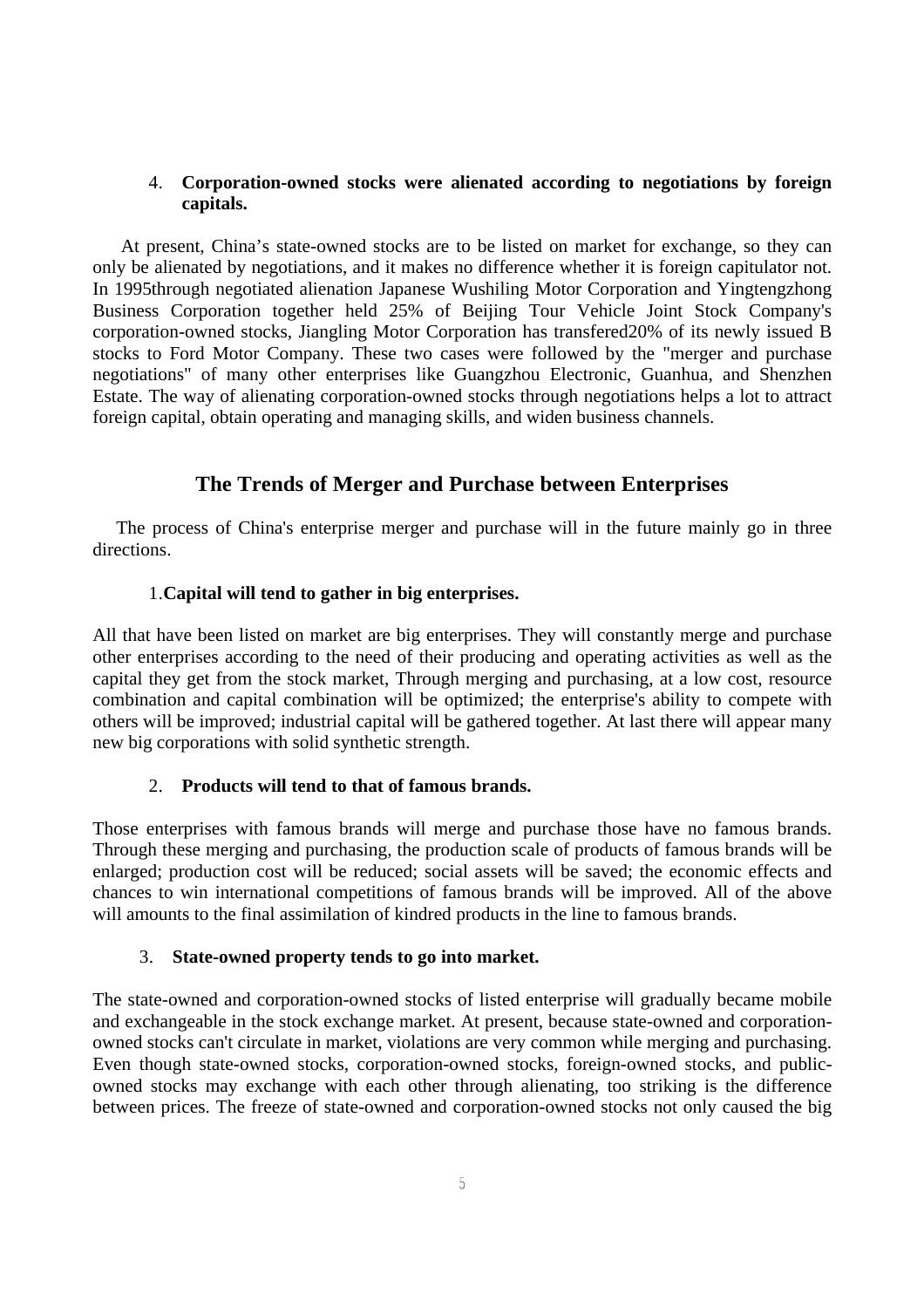4. **Corporation-owned stocks were alienated according to negotiations by foreign capitals.**

At present, China's state-owned stocks are to be listed on market for exchange, so they can only be alienated by negotiations, and it makes no difference whether it is foreign capitulator not. In 1995through negotiated alienation Japanese Wushiling Motor Corporation and Yingtengzhong Business Corporation together held 25% of Beijing Tour Vehicle Joint Stock Company's corporation-owned stocks, Jiangling Motor Corporation has transfered20% of its newly issued B stocks to Ford Motor Company. These two cases were followed by the "merger and purchase negotiations" of many other enterprises like Guangzhou Electronic, Guanhua, and Shenzhen Estate. The way of alienating corporation-owned stocks through negotiations helps a lot to attract foreign capital, obtain operating and managing skills, and widen business channels.

## The Trends of Merger and Purchase between Enterprises

The process of China's enterprise merger and purchase will in the future mainly go in three directions.

1.**Capital will tend to gather in big enterprises.**

All that have been listed on market are big enterprises. They will constantly merge and purchase other enterprises according to the need of their producing and operating activities as well as the capital they get from the stock market, Through merging and purchasing, at a low cost, resource combination and capital combination will be optimized; the enterprise's ability to compete with others will be improved; industrial capital will be gathered together. At last there will appear many new big corporations with solid synthetic strength.

2. **Products will tend to that of famous brands.**

Those enterprises with famous brands will merge and purchase those have no famous brands. Through these merging and purchasing, the production scale of products of famous brands will be enlarged; production cost will be reduced; social assets will be saved; the economic effects and chances to win international competitions of famous brands will be improved. All of the above will amounts to the final assimilation of kindred products in the line to famous brands.

3. **State-owned property tends to go into market.**

The state-owned and corporation-owned stocks of listed enterprise will gradually became mobile and exchangeable in the stock exchange market. At present, because state-owned and corporation-owned stocks can't circulate in market, violations are very common while merging and purchasing. Even though state-owned stocks, corporation-owned stocks, foreign-owned stocks, and public-owned stocks may exchange with each other through alienating, too striking is the difference between prices. The freeze of state-owned and corporation-owned stocks not only caused the big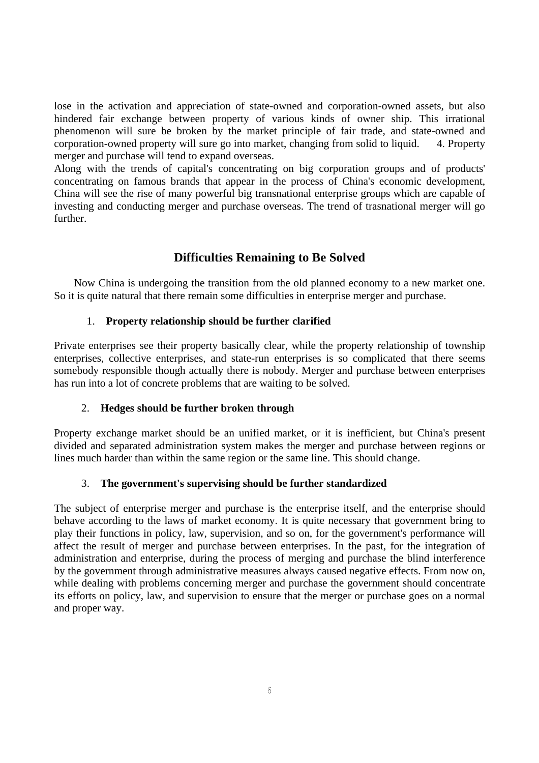lose in the activation and appreciation of state-owned and corporation-owned assets, but also hindered fair exchange between property of various kinds of owner ship. This irrational phenomenon will sure be broken by the market principle of fair trade, and state-owned and corporation-owned property will sure go into market, changing from solid to liquid. 4. Property merger and purchase will tend to expand overseas.

Along with the trends of capital's concentrating on big corporation groups and of products' concentrating on famous brands that appear in the process of China's economic development, China will see the rise of many powerful big transnational enterprise groups which are capable of investing and conducting merger and purchase overseas. The trend of trasnational merger will go further.

## Difficulties Remaining to Be Solved

Now China is undergoing the transition from the old planned economy to a new market one. So it is quite natural that there remain some difficulties in enterprise merger and purchase.

1. **Property relationship should be further clarified**

Private enterprises see their property basically clear, while the property relationship of township enterprises, collective enterprises, and state-run enterprises is so complicated that there seems somebody responsible though actually there is nobody. Merger and purchase between enterprises has run into a lot of concrete problems that are waiting to be solved.

2. **Hedges should be further broken through**

Property exchange market should be an unified market, or it is inefficient, but China's present divided and separated administration system makes the merger and purchase between regions or lines much harder than within the same region or the same line. This should change.

3. **The government's supervising should be further standardized**

The subject of enterprise merger and purchase is the enterprise itself, and the enterprise should behave according to the laws of market economy. It is quite necessary that government bring to play their functions in policy, law, supervision, and so on, for the government's performance will affect the result of merger and purchase between enterprises. In the past, for the integration of administration and enterprise, during the process of merging and purchase the blind interference by the government through administrative measures always caused negative effects. From now on, while dealing with problems concerning merger and purchase the government should concentrate its efforts on policy, law, and supervision to ensure that the merger or purchase goes on a normal and proper way.